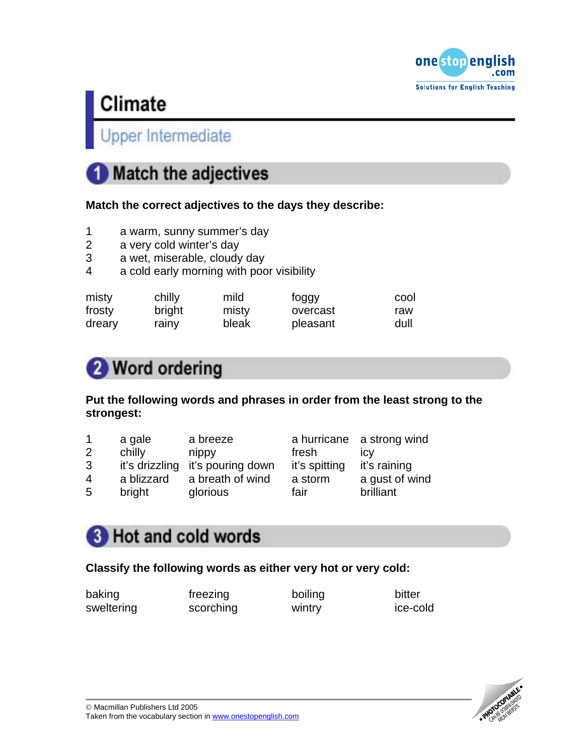# Climate

## Upper Intermediate

## 1 Match the adjectives

**Match the correct adjectives to the days they describe:**

1 a warm, sunny summer's day
2 a very cold winter's day
3 a wet, miserable, cloudy day
4 a cold early morning with poor visibility

| | | | | |
|---|---|---|---|---|
| misty | chilly | mild | foggy | cool |
| frosty | bright | misty | overcast | raw |
| dreary | rainy | bleak | pleasant | dull |

## 2 Word ordering

**Put the following words and phrases in order from the least strong to the strongest:**

| | | | | |
|---|---|---|---|---|
| 1 | a gale | a breeze | a hurricane | a strong wind |
| 2 | chilly | nippy | fresh | icy |
| 3 | it's drizzling | it's pouring down | it's spitting | it's raining |
| 4 | a blizzard | a breath of wind | a storm | a gust of wind |
| 5 | bright | glorious | fair | brilliant |

## 3 Hot and cold words

**Classify the following words as either very hot or very cold:**

| | | | |
|---|---|---|---|
| baking | freezing | boiling | bitter |
| sweltering | scorching | wintry | ice-cold |

© Macmillan Publishers Ltd 2005
Taken from the vocabulary section in www.onestopenglish.com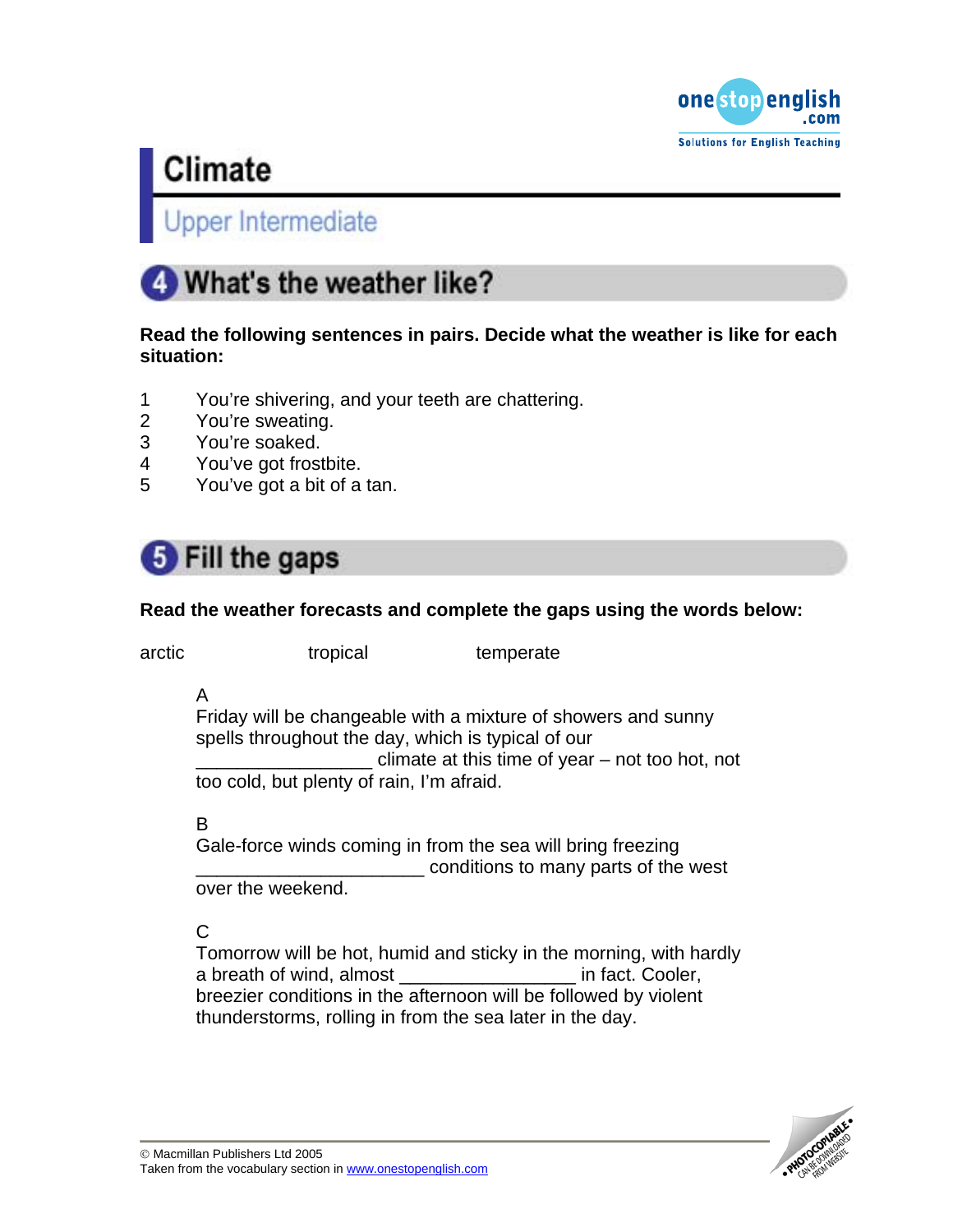# Climate

## Upper Intermediate

### 4 What's the weather like?

**Read the following sentences in pairs. Decide what the weather is like for each situation:**

1. You're shivering, and your teeth are chattering.
2. You're sweating.
3. You're soaked.
4. You've got frostbite.
5. You've got a bit of a tan.

### 5 Fill the gaps

**Read the weather forecasts and complete the gaps using the words below:**

arctic tropical temperate

A
Friday will be changeable with a mixture of showers and sunny spells throughout the day, which is typical of our _________________ climate at this time of year – not too hot, not too cold, but plenty of rain, I'm afraid.

B
Gale-force winds coming in from the sea will bring freezing ______________________ conditions to many parts of the west over the weekend.

C
Tomorrow will be hot, humid and sticky in the morning, with hardly a breath of wind, almost _________________ in fact. Cooler, breezier conditions in the afternoon will be followed by violent thunderstorms, rolling in from the sea later in the day.

© Macmillan Publishers Ltd 2005
Taken from the vocabulary section in www.onestopenglish.com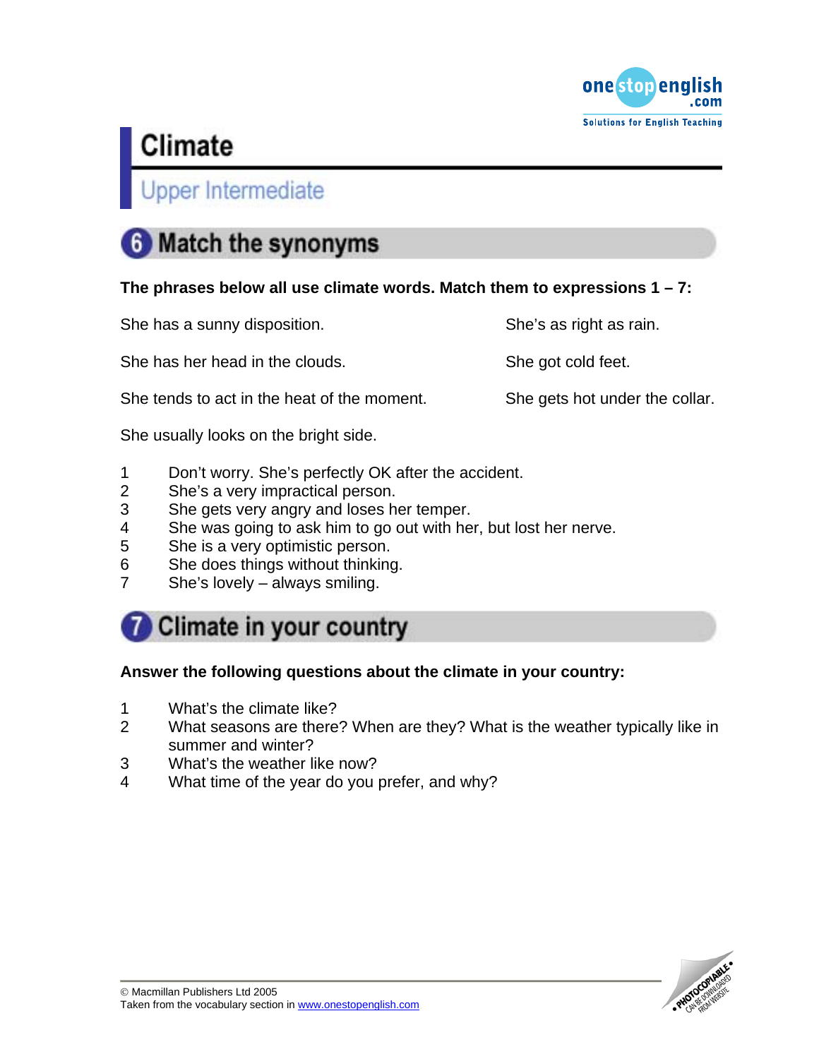# Climate

## Upper Intermediate

### 6 Match the synonyms

**The phrases below all use climate words. Match them to expressions 1 – 7:**

She has a sunny disposition.

She's as right as rain.

She has her head in the clouds.

She got cold feet.

She tends to act in the heat of the moment.

She gets hot under the collar.

She usually looks on the bright side.

1. Don't worry. She's perfectly OK after the accident.
2. She's a very impractical person.
3. She gets very angry and loses her temper.
4. She was going to ask him to go out with her, but lost her nerve.
5. She is a very optimistic person.
6. She does things without thinking.
7. She's lovely – always smiling.

### 7 Climate in your country

**Answer the following questions about the climate in your country:**

1. What's the climate like?
2. What seasons are there? When are they? What is the weather typically like in summer and winter?
3. What's the weather like now?
4. What time of the year do you prefer, and why?

© Macmillan Publishers Ltd 2005
Taken from the vocabulary section in www.onestopenglish.com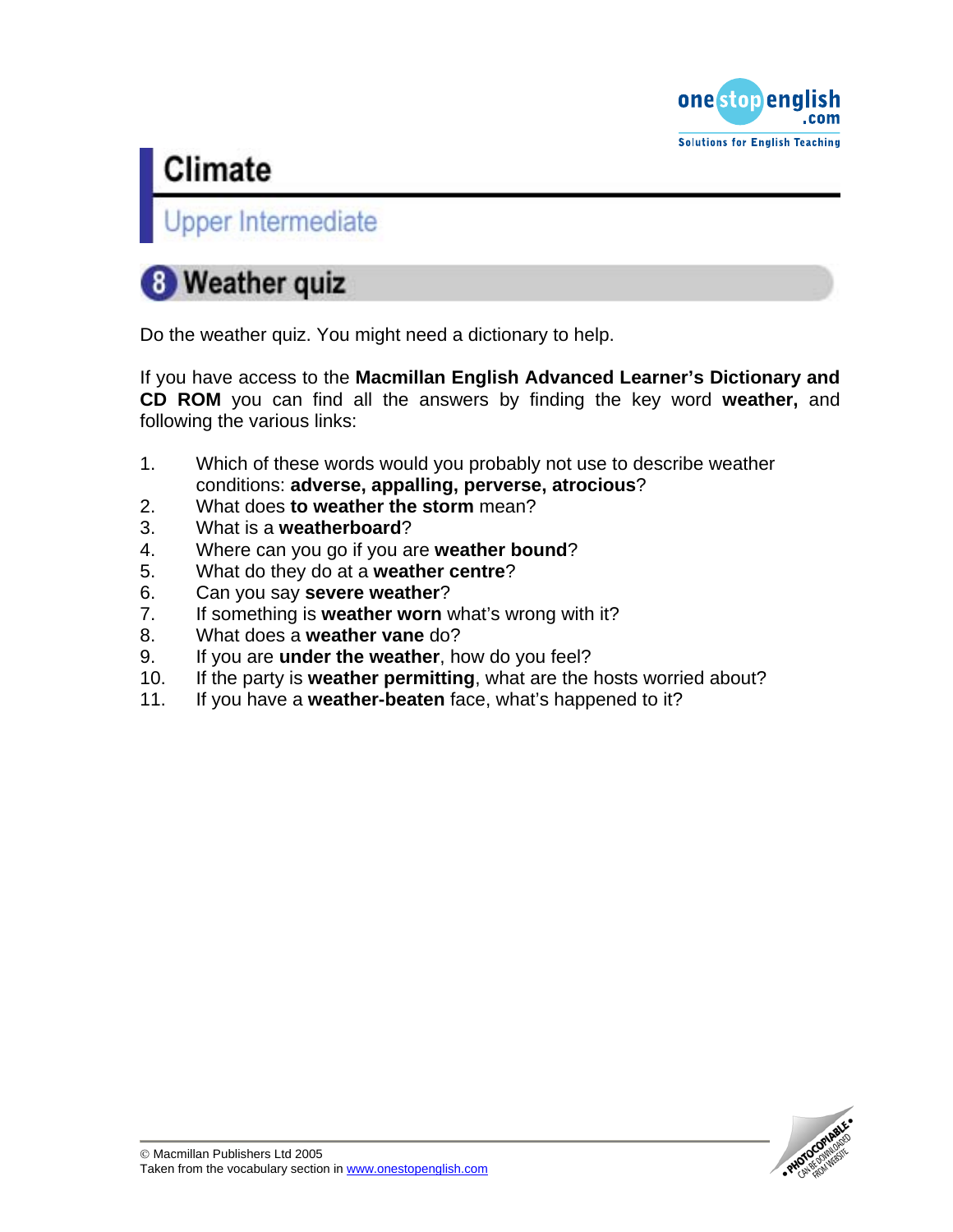# Climate

## Upper Intermediate

### 8 Weather quiz

Do the weather quiz. You might need a dictionary to help.

If you have access to the **Macmillan English Advanced Learner's Dictionary and CD ROM** you can find all the answers by finding the key word **weather,** and following the various links:

1. Which of these words would you probably not use to describe weather conditions: **adverse, appalling, perverse, atrocious**?
2. What does **to weather the storm** mean?
3. What is a **weatherboard**?
4. Where can you go if you are **weather bound**?
5. What do they do at a **weather centre**?
6. Can you say **severe weather**?
7. If something is **weather worn** what's wrong with it?
8. What does a **weather vane** do?
9. If you are **under the weather**, how do you feel?
10. If the party is **weather permitting**, what are the hosts worried about?
11. If you have a **weather-beaten** face, what's happened to it?

© Macmillan Publishers Ltd 2005
Taken from the vocabulary section in www.onestopenglish.com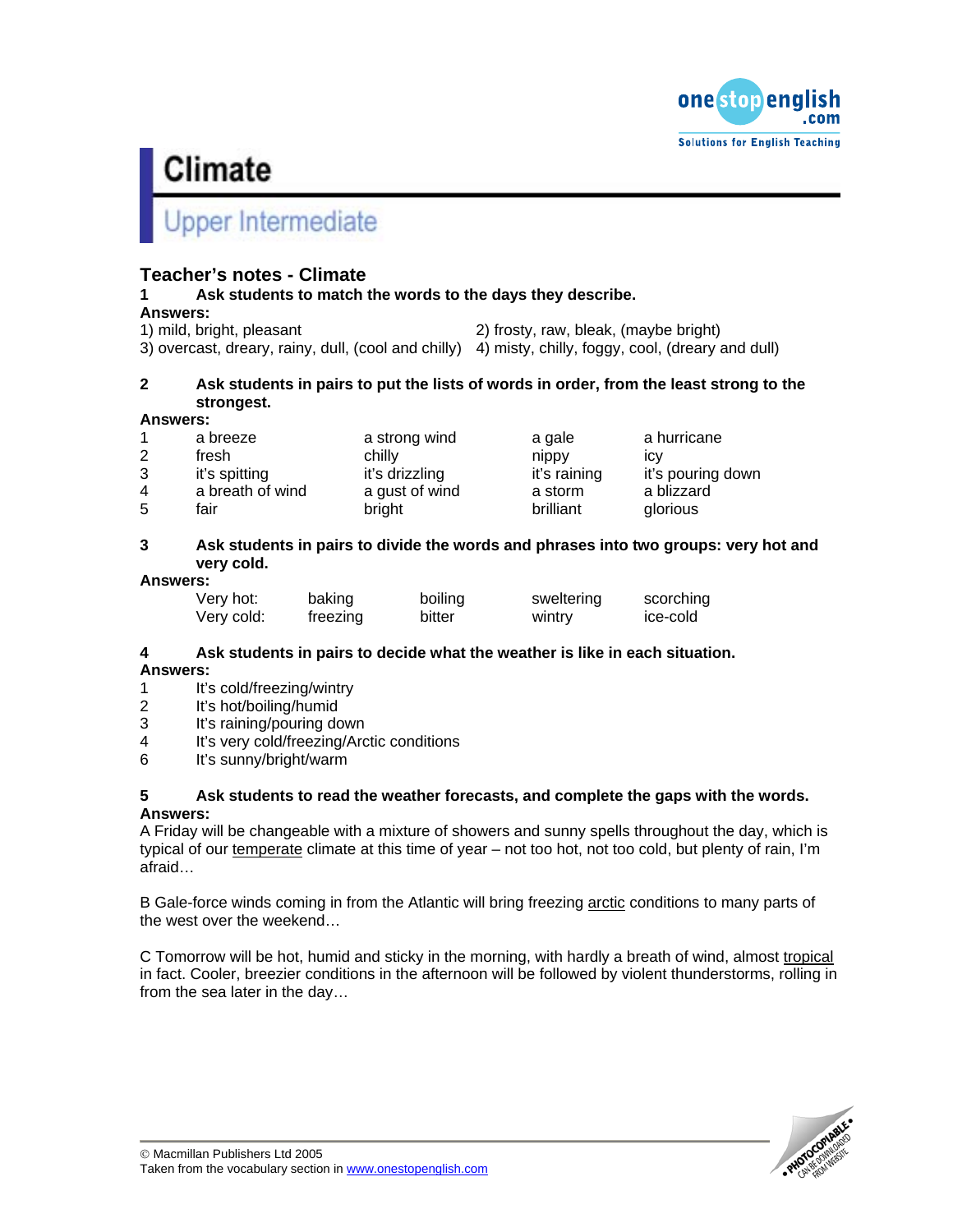# Climate

## Upper Intermediate

### Teacher's notes - Climate

**1 Ask students to match the words to the days they describe.**

**Answers:**

1) mild, bright, pleasant
2) frosty, raw, bleak, (maybe bright)
3) overcast, dreary, rainy, dull, (cool and chilly)
4) misty, chilly, foggy, cool, (dreary and dull)

**2 Ask students in pairs to put the lists of words in order, from the least strong to the strongest.**

**Answers:**

| | | | | |
|---|---|---|---|---|
| 1 | a breeze | a strong wind | a gale | a hurricane |
| 2 | fresh | chilly | nippy | icy |
| 3 | it's spitting | it's drizzling | it's raining | it's pouring down |
| 4 | a breath of wind | a gust of wind | a storm | a blizzard |
| 5 | fair | bright | brilliant | glorious |

**3 Ask students in pairs to divide the words and phrases into two groups: very hot and very cold.**

**Answers:**

| | | | | |
|---|---|---|---|---|
| Very hot: | baking | boiling | sweltering | scorching |
| Very cold: | freezing | bitter | wintry | ice-cold |

**4 Ask students in pairs to decide what the weather is like in each situation.**

**Answers:**

1 It's cold/freezing/wintry
2 It's hot/boiling/humid
3 It's raining/pouring down
4 It's very cold/freezing/Arctic conditions
6 It's sunny/bright/warm

**5 Ask students to read the weather forecasts, and complete the gaps with the words.**

**Answers:**

A Friday will be changeable with a mixture of showers and sunny spells throughout the day, which is typical of our <u>temperate</u> climate at this time of year – not too hot, not too cold, but plenty of rain, I'm afraid…

B Gale-force winds coming in from the Atlantic will bring freezing <u>arctic</u> conditions to many parts of the west over the weekend…

C Tomorrow will be hot, humid and sticky in the morning, with hardly a breath of wind, almost <u>tropical</u> in fact. Cooler, breezier conditions in the afternoon will be followed by violent thunderstorms, rolling in from the sea later in the day…

© Macmillan Publishers Ltd 2005
Taken from the vocabulary section in www.onestopenglish.com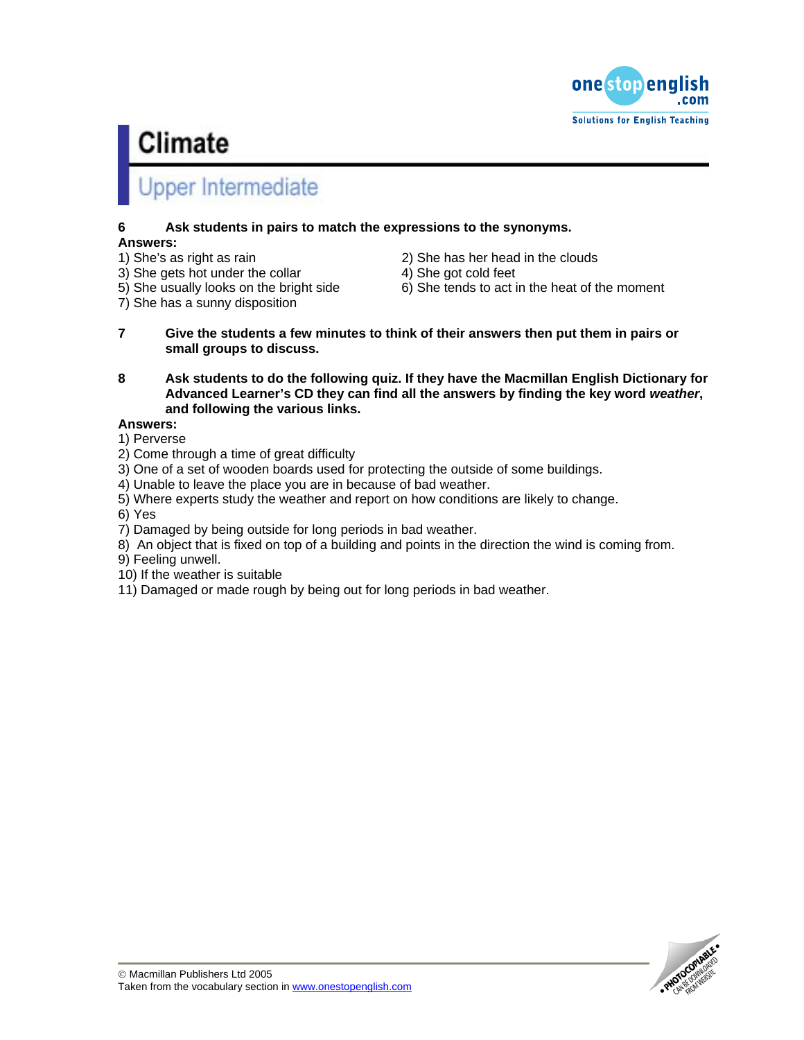# Climate

## Upper Intermediate

**6 Ask students in pairs to match the expressions to the synonyms.**

**Answers:**

1) She's as right as rain
2) She has her head in the clouds
3) She gets hot under the collar
4) She got cold feet
5) She usually looks on the bright side
6) She tends to act in the heat of the moment
7) She has a sunny disposition

**7 Give the students a few minutes to think of their answers then put them in pairs or small groups to discuss.**

**8 Ask students to do the following quiz. If they have the Macmillan English Dictionary for Advanced Learner's CD they can find all the answers by finding the key word *weather*, and following the various links.**

**Answers:**

1) Perverse
2) Come through a time of great difficulty
3) One of a set of wooden boards used for protecting the outside of some buildings.
4) Unable to leave the place you are in because of bad weather.
5) Where experts study the weather and report on how conditions are likely to change.
6) Yes
7) Damaged by being outside for long periods in bad weather.
8) An object that is fixed on top of a building and points in the direction the wind is coming from.
9) Feeling unwell.
10) If the weather is suitable
11) Damaged or made rough by being out for long periods in bad weather.

© Macmillan Publishers Ltd 2005
Taken from the vocabulary section in www.onestopenglish.com